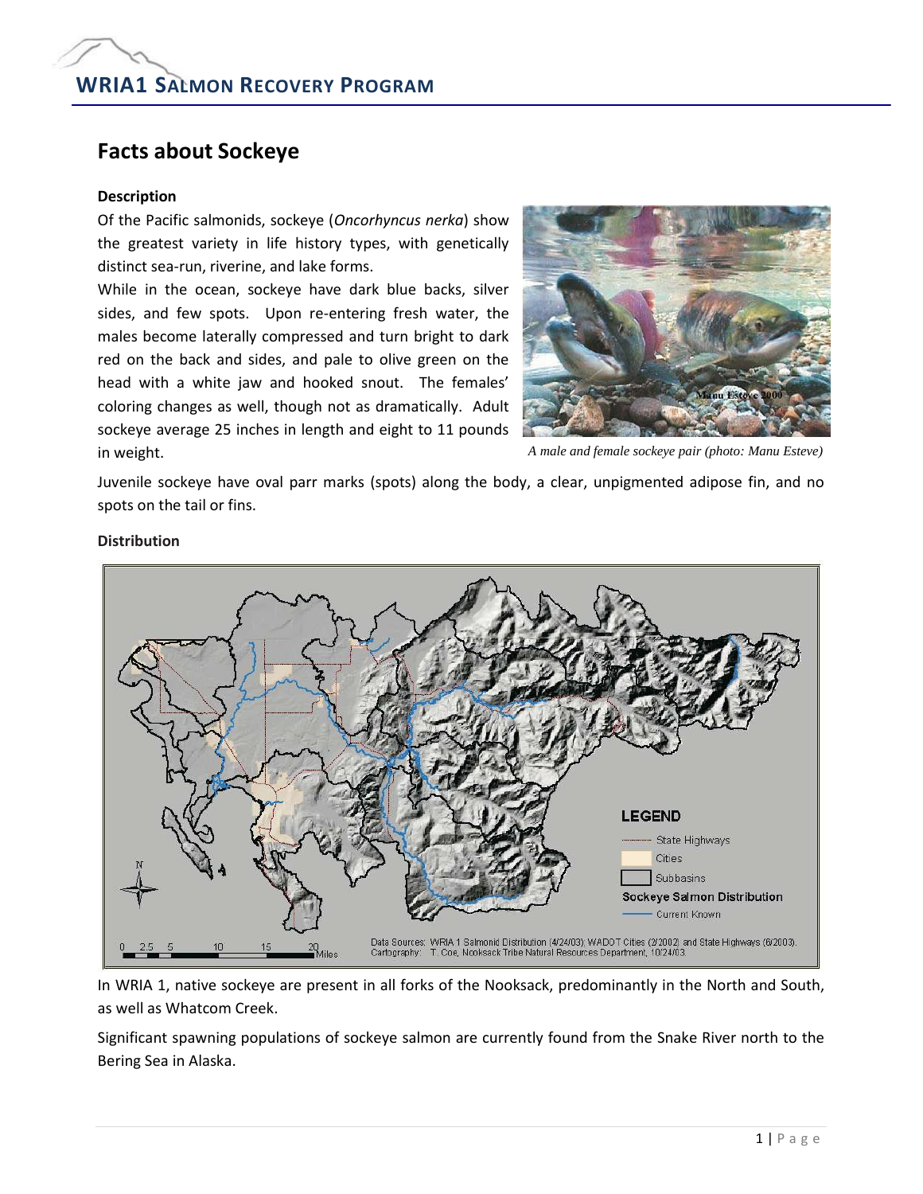# Facts about Sockeye

### Description

Of the Pacific salmonids, sockeye (*Oncorhyncus nerka*) show the greatest variety in life history types, with genetically distinct sea-run, riverine, and lake forms.

While in the ocean, sockeye have dark blue backs, silver sides, and few spots. Upon re-entering fresh water, the males become laterally compressed and turn bright to dark red on the back and sides, and pale to olive green on the head with a white jaw and hooked snout. The females' coloring changes as well, though not as dramatically. Adult sockeye average 25 inches in length and eight to 11 pounds in weight.

*A male and female sockeye pair (photo: Manu Esteve)*

Juvenile sockeye have oval parr marks (spots) along the body, a clear, unpigmented adipose fin, and no spots on the tail or fins.

### Distribution

LEGEND
- State Highways
- Cities
- Subbasins

Sockeye Salmon Distribution
- Current Known

Data Sources: WRIA 1 Salmonid Distribution (4/24/03), WADOT Cities (2/2002) and State Highways (6/2003).
Cartography: T. Coe, Nooksack Tribe Natural Resources Department, 10/24/03.

In WRIA 1, native sockeye are present in all forks of the Nooksack, predominantly in the North and South, as well as Whatcom Creek.

Significant spawning populations of sockeye salmon are currently found from the Snake River north to the Bering Sea in Alaska.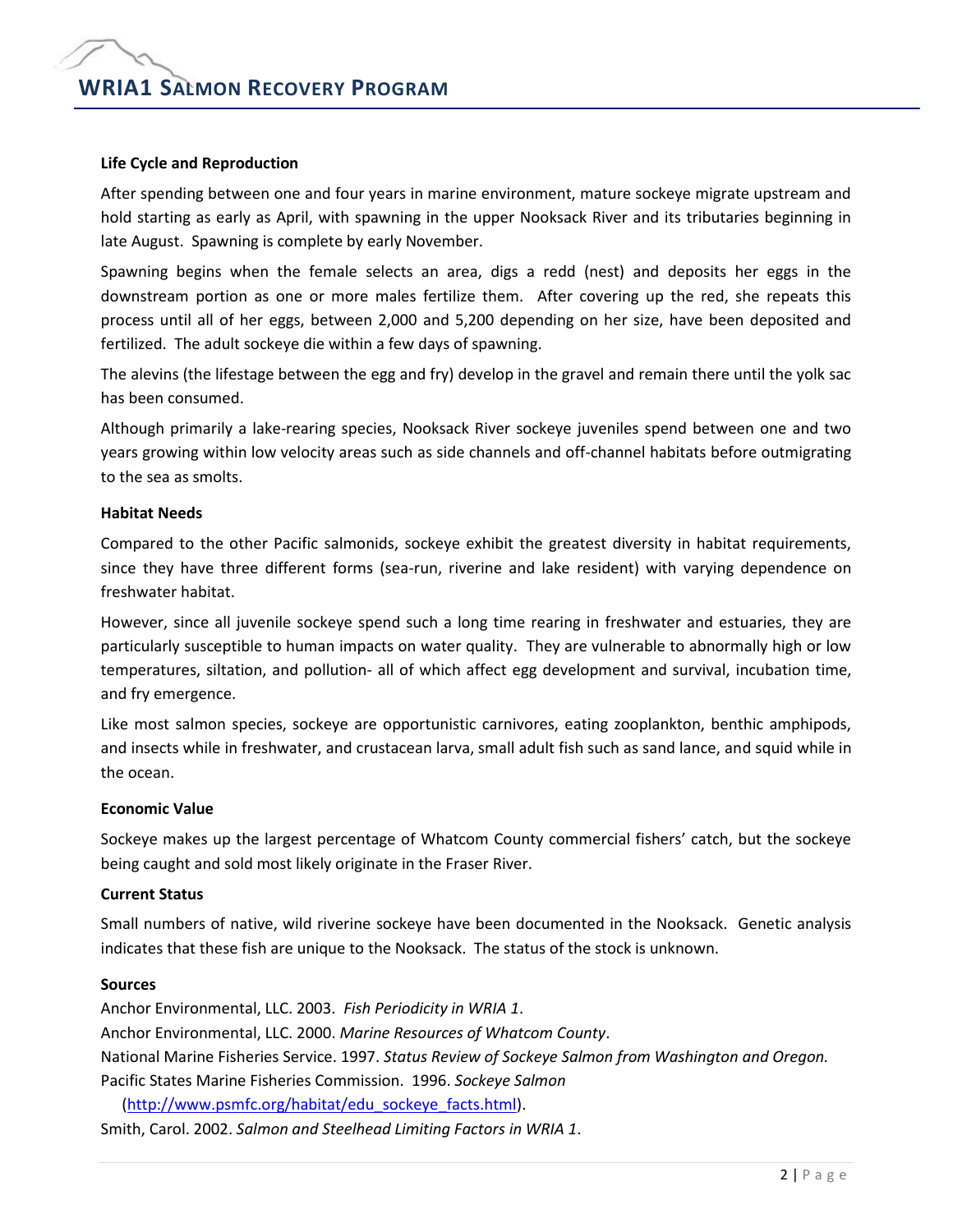**Life Cycle and Reproduction**

After spending between one and four years in marine environment, mature sockeye migrate upstream and hold starting as early as April, with spawning in the upper Nooksack River and its tributaries beginning in late August. Spawning is complete by early November.

Spawning begins when the female selects an area, digs a redd (nest) and deposits her eggs in the downstream portion as one or more males fertilize them. After covering up the red, she repeats this process until all of her eggs, between 2,000 and 5,200 depending on her size, have been deposited and fertilized. The adult sockeye die within a few days of spawning.

The alevins (the lifestage between the egg and fry) develop in the gravel and remain there until the yolk sac has been consumed.

Although primarily a lake-rearing species, Nooksack River sockeye juveniles spend between one and two years growing within low velocity areas such as side channels and off-channel habitats before outmigrating to the sea as smolts.

**Habitat Needs**

Compared to the other Pacific salmonids, sockeye exhibit the greatest diversity in habitat requirements, since they have three different forms (sea-run, riverine and lake resident) with varying dependence on freshwater habitat.

However, since all juvenile sockeye spend such a long time rearing in freshwater and estuaries, they are particularly susceptible to human impacts on water quality. They are vulnerable to abnormally high or low temperatures, siltation, and pollution- all of which affect egg development and survival, incubation time, and fry emergence.

Like most salmon species, sockeye are opportunistic carnivores, eating zooplankton, benthic amphipods, and insects while in freshwater, and crustacean larva, small adult fish such as sand lance, and squid while in the ocean.

**Economic Value**

Sockeye makes up the largest percentage of Whatcom County commercial fishers' catch, but the sockeye being caught and sold most likely originate in the Fraser River.

**Current Status**

Small numbers of native, wild riverine sockeye have been documented in the Nooksack. Genetic analysis indicates that these fish are unique to the Nooksack. The status of the stock is unknown.

**Sources**

Anchor Environmental, LLC. 2003. *Fish Periodicity in WRIA 1*.
Anchor Environmental, LLC. 2000. *Marine Resources of Whatcom County*.
National Marine Fisheries Service. 1997. *Status Review of Sockeye Salmon from Washington and Oregon.*
Pacific States Marine Fisheries Commission. 1996. *Sockeye Salmon* (http://www.psmfc.org/habitat/edu_sockeye_facts.html).
Smith, Carol. 2002. *Salmon and Steelhead Limiting Factors in WRIA 1*.